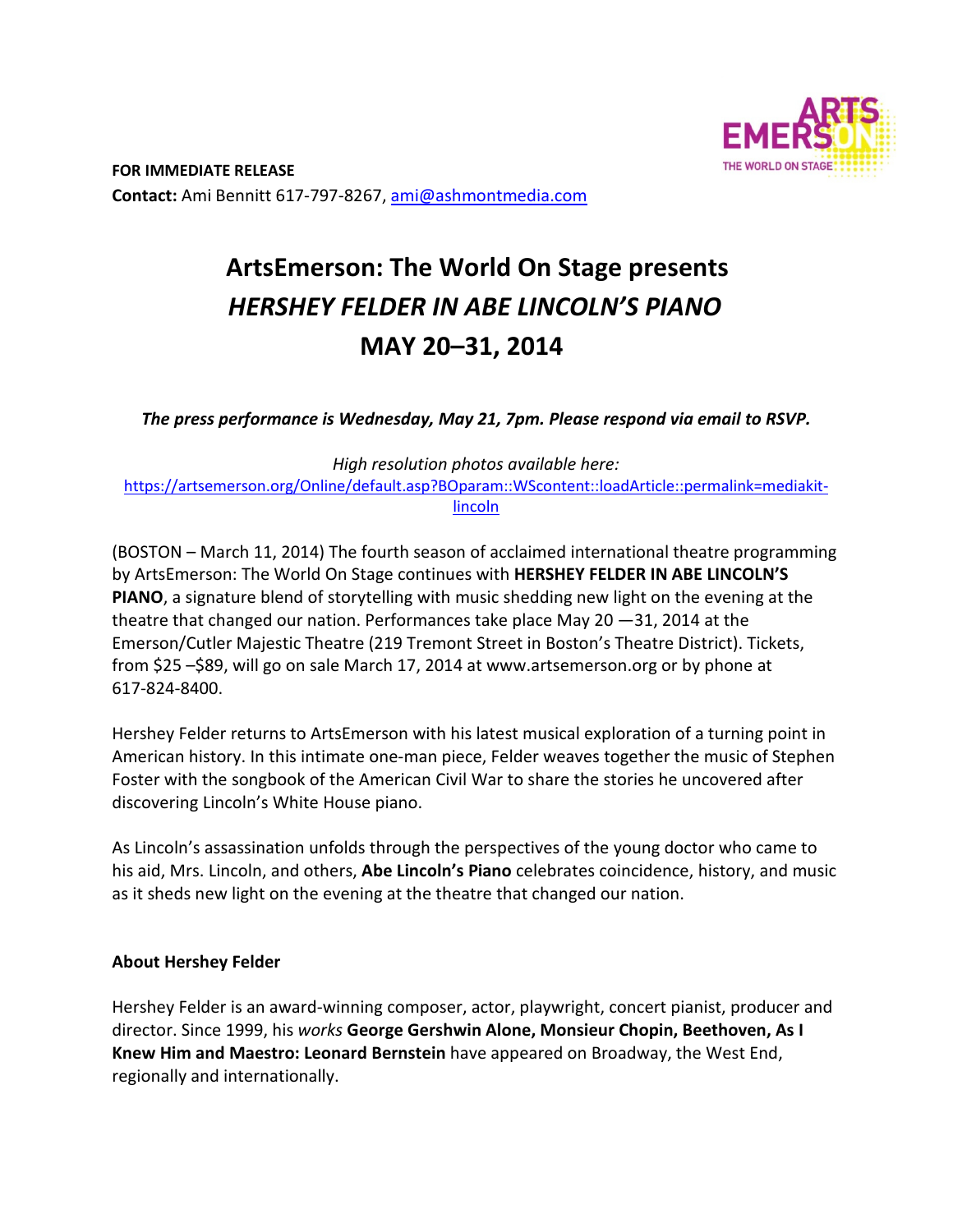**FOR IMMEDIATE RELEASE**
**Contact:** Ami Bennitt 617-797-8267, ami@ashmontmedia.com

# ArtsEmerson: The World On Stage presents *HERSHEY FELDER IN ABE LINCOLN'S PIANO* MAY 20–31, 2014

***The press performance is Wednesday, May 21, 7pm. Please respond via email to RSVP.***

*High resolution photos available here:*
https://artsemerson.org/Online/default.asp?BOparam::WScontent::loadArticle::permalink=mediakit-lincoln

(BOSTON – March 11, 2014) The fourth season of acclaimed international theatre programming by ArtsEmerson: The World On Stage continues with **HERSHEY FELDER IN ABE LINCOLN'S PIANO**, a signature blend of storytelling with music shedding new light on the evening at the theatre that changed our nation. Performances take place May 20 —31, 2014 at the Emerson/Cutler Majestic Theatre (219 Tremont Street in Boston's Theatre District). Tickets, from $25 –$89, will go on sale March 17, 2014 at www.artsemerson.org or by phone at 617-824-8400.

Hershey Felder returns to ArtsEmerson with his latest musical exploration of a turning point in American history. In this intimate one-man piece, Felder weaves together the music of Stephen Foster with the songbook of the American Civil War to share the stories he uncovered after discovering Lincoln's White House piano.

As Lincoln's assassination unfolds through the perspectives of the young doctor who came to his aid, Mrs. Lincoln, and others, **Abe Lincoln's Piano** celebrates coincidence, history, and music as it sheds new light on the evening at the theatre that changed our nation.

**About Hershey Felder**

Hershey Felder is an award-winning composer, actor, playwright, concert pianist, producer and director. Since 1999, his *works* **George Gershwin Alone, Monsieur Chopin, Beethoven, As I Knew Him and Maestro: Leonard Bernstein** have appeared on Broadway, the West End, regionally and internationally.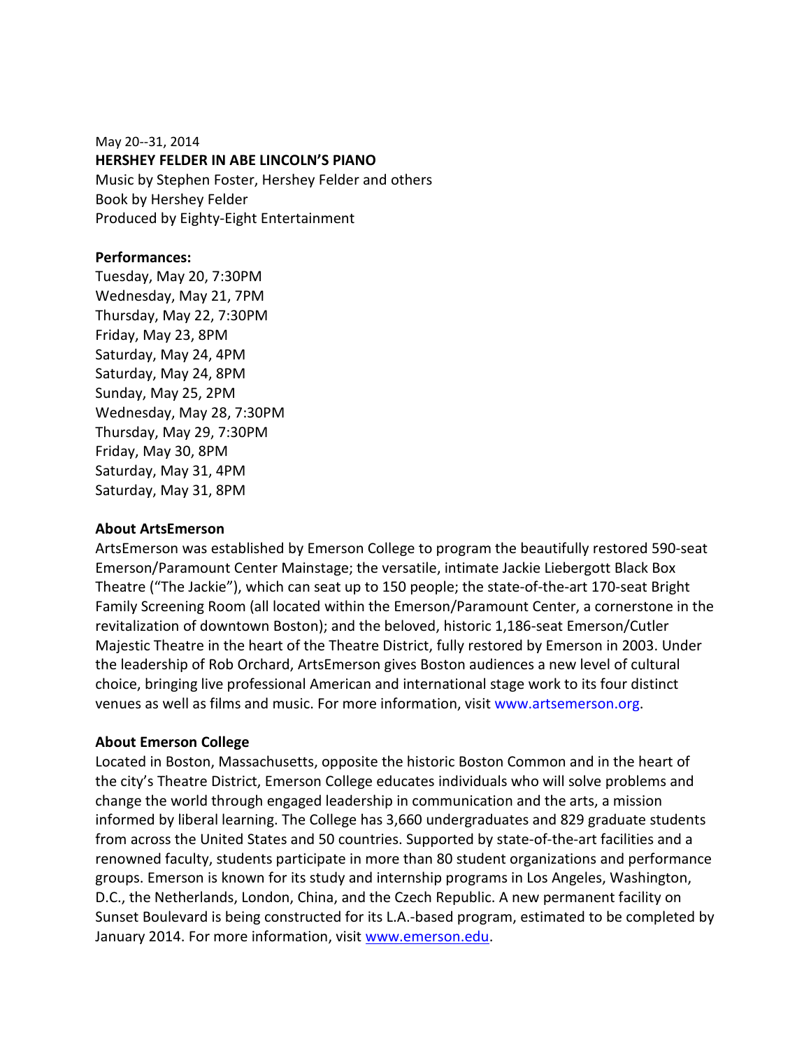May 20--31, 2014

**HERSHEY FELDER IN ABE LINCOLN'S PIANO**

Music by Stephen Foster, Hershey Felder and others

Book by Hershey Felder

Produced by Eighty-Eight Entertainment

**Performances:**

Tuesday, May 20, 7:30PM

Wednesday, May 21, 7PM

Thursday, May 22, 7:30PM

Friday, May 23, 8PM

Saturday, May 24, 4PM

Saturday, May 24, 8PM

Sunday, May 25, 2PM

Wednesday, May 28, 7:30PM

Thursday, May 29, 7:30PM

Friday, May 30, 8PM

Saturday, May 31, 4PM

Saturday, May 31, 8PM

**About ArtsEmerson**

ArtsEmerson was established by Emerson College to program the beautifully restored 590-seat Emerson/Paramount Center Mainstage; the versatile, intimate Jackie Liebergott Black Box Theatre ("The Jackie"), which can seat up to 150 people; the state-of-the-art 170-seat Bright Family Screening Room (all located within the Emerson/Paramount Center, a cornerstone in the revitalization of downtown Boston); and the beloved, historic 1,186-seat Emerson/Cutler Majestic Theatre in the heart of the Theatre District, fully restored by Emerson in 2003. Under the leadership of Rob Orchard, ArtsEmerson gives Boston audiences a new level of cultural choice, bringing live professional American and international stage work to its four distinct venues as well as films and music. For more information, visit www.artsemerson.org.

**About Emerson College**

Located in Boston, Massachusetts, opposite the historic Boston Common and in the heart of the city's Theatre District, Emerson College educates individuals who will solve problems and change the world through engaged leadership in communication and the arts, a mission informed by liberal learning. The College has 3,660 undergraduates and 829 graduate students from across the United States and 50 countries. Supported by state-of-the-art facilities and a renowned faculty, students participate in more than 80 student organizations and performance groups. Emerson is known for its study and internship programs in Los Angeles, Washington, D.C., the Netherlands, London, China, and the Czech Republic. A new permanent facility on Sunset Boulevard is being constructed for its L.A.-based program, estimated to be completed by January 2014. For more information, visit www.emerson.edu.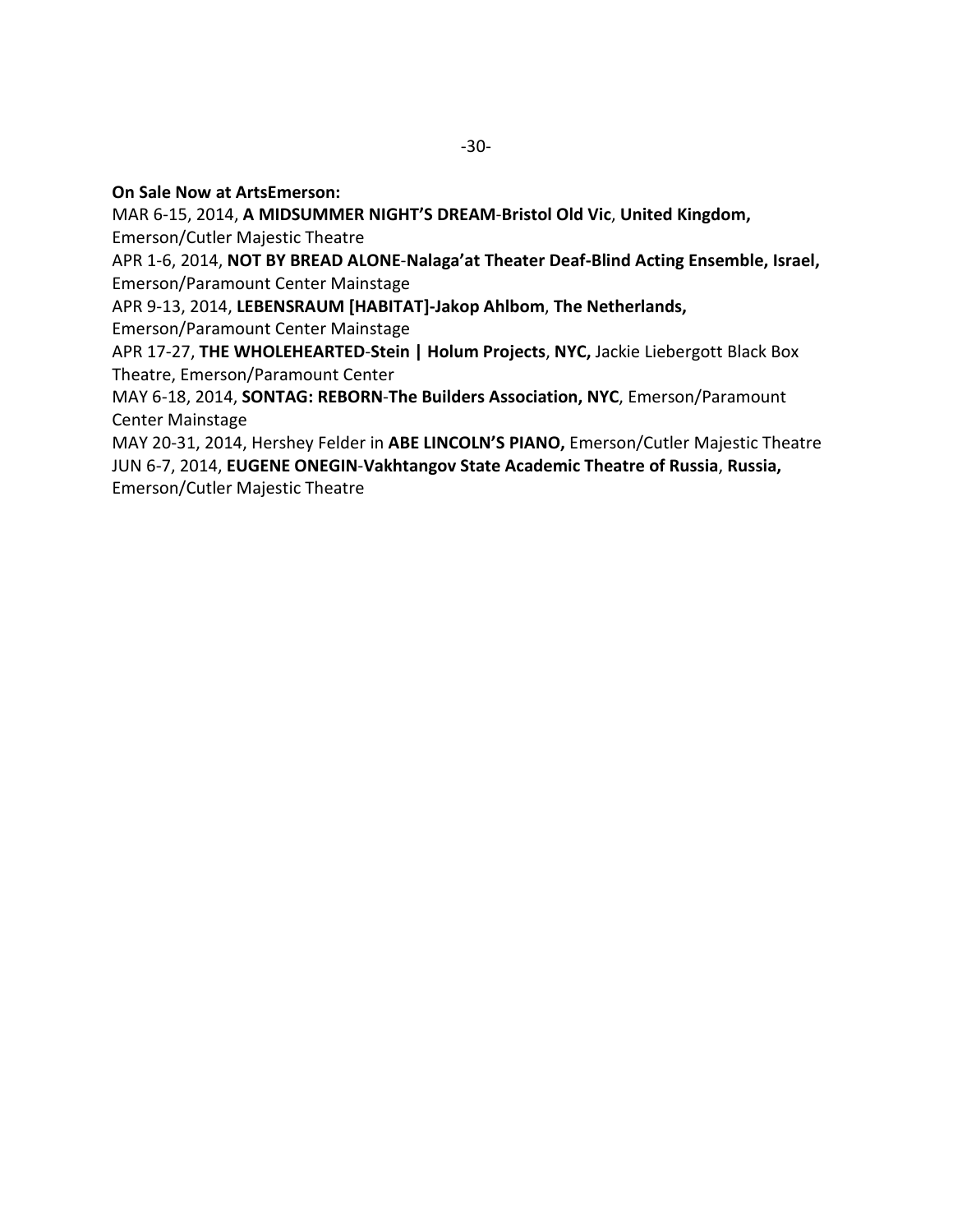-30-

**On Sale Now at ArtsEmerson:**

MAR 6-15, 2014, **A MIDSUMMER NIGHT'S DREAM**-**Bristol Old Vic**, **United Kingdom,** Emerson/Cutler Majestic Theatre

APR 1-6, 2014, **NOT BY BREAD ALONE**-**Nalaga'at Theater Deaf-Blind Acting Ensemble, Israel,** Emerson/Paramount Center Mainstage

APR 9-13, 2014, **LEBENSRAUM [HABITAT]-Jakop Ahlbom**, **The Netherlands,** Emerson/Paramount Center Mainstage

APR 17-27, **THE WHOLEHEARTED**-**Stein | Holum Projects**, **NYC,** Jackie Liebergott Black Box Theatre, Emerson/Paramount Center

MAY 6-18, 2014, **SONTAG: REBORN**-**The Builders Association, NYC**, Emerson/Paramount Center Mainstage

MAY 20-31, 2014, Hershey Felder in **ABE LINCOLN'S PIANO,** Emerson/Cutler Majestic Theatre

JUN 6-7, 2014, **EUGENE ONEGIN**-**Vakhtangov State Academic Theatre of Russia**, **Russia,** Emerson/Cutler Majestic Theatre